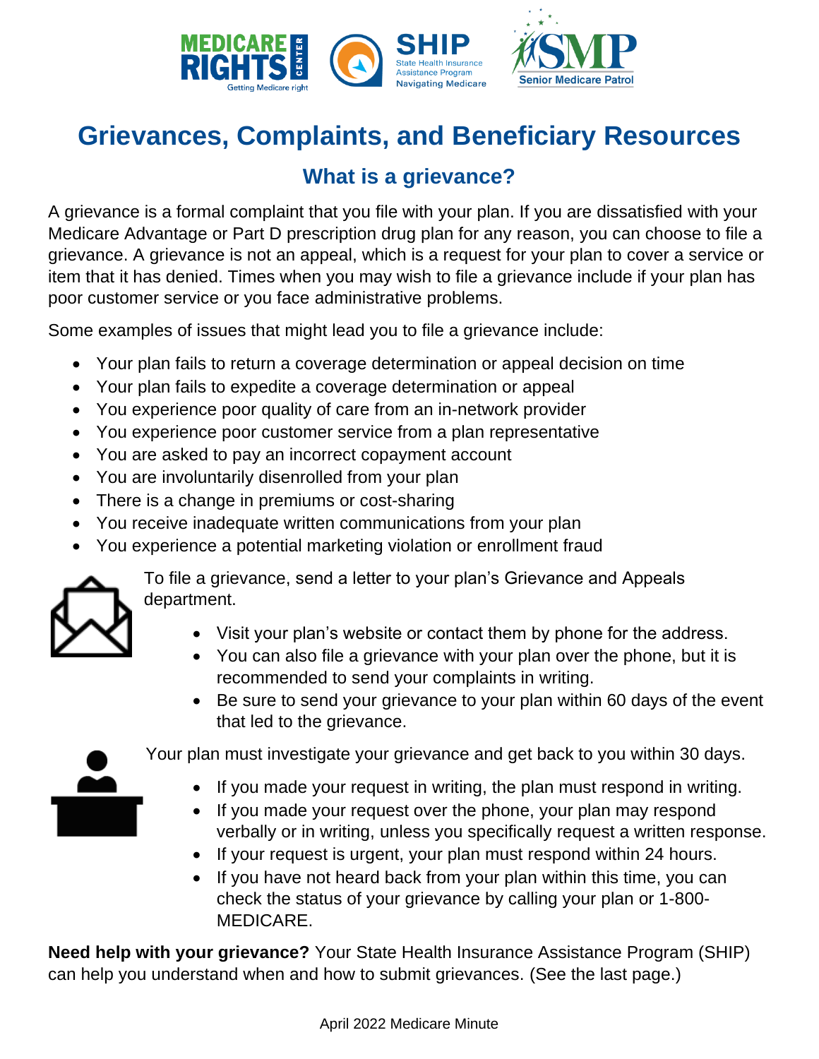# Grievances, Complaints, and Beneficiary Resources

## What is a grievance?

A grievance is a formal complaint that you file with your plan. If you are dissatisfied with your Medicare Advantage or Part D prescription drug plan for any reason, you can choose to file a grievance. A grievance is not an appeal, which is a request for your plan to cover a service or item that it has denied. Times when you may wish to file a grievance include if your plan has poor customer service or you face administrative problems.

Some examples of issues that might lead you to file a grievance include:

- Your plan fails to return a coverage determination or appeal decision on time
- Your plan fails to expedite a coverage determination or appeal
- You experience poor quality of care from an in-network provider
- You experience poor customer service from a plan representative
- You are asked to pay an incorrect copayment account
- You are involuntarily disenrolled from your plan
- There is a change in premiums or cost-sharing
- You receive inadequate written communications from your plan
- You experience a potential marketing violation or enrollment fraud

To file a grievance, send a letter to your plan's Grievance and Appeals department.

- Visit your plan's website or contact them by phone for the address.
- You can also file a grievance with your plan over the phone, but it is recommended to send your complaints in writing.
- Be sure to send your grievance to your plan within 60 days of the event that led to the grievance.

Your plan must investigate your grievance and get back to you within 30 days.

- If you made your request in writing, the plan must respond in writing.
- If you made your request over the phone, your plan may respond verbally or in writing, unless you specifically request a written response.
- If your request is urgent, your plan must respond within 24 hours.
- If you have not heard back from your plan within this time, you can check the status of your grievance by calling your plan or 1-800-MEDICARE.

**Need help with your grievance?** Your State Health Insurance Assistance Program (SHIP) can help you understand when and how to submit grievances. (See the last page.)

April 2022 Medicare Minute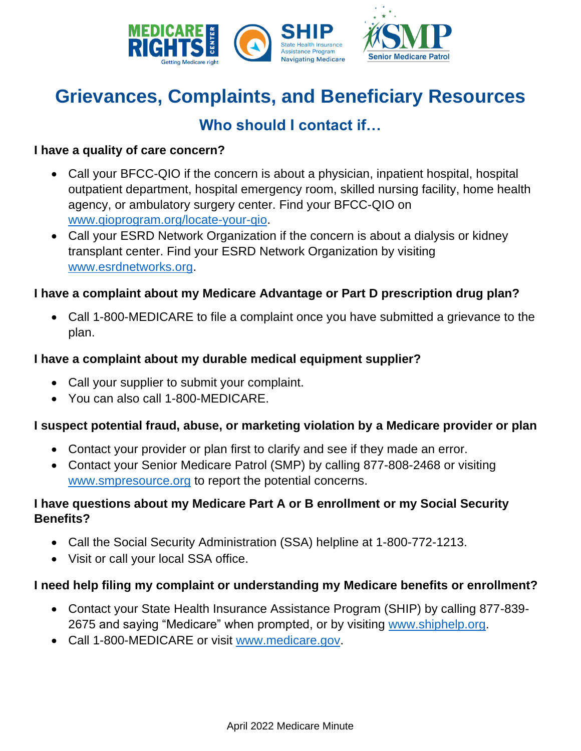# Grievances, Complaints, and Beneficiary Resources

## Who should I contact if…

**I have a quality of care concern?**

- Call your BFCC-QIO if the concern is about a physician, inpatient hospital, hospital outpatient department, hospital emergency room, skilled nursing facility, home health agency, or ambulatory surgery center. Find your BFCC-QIO on www.qioprogram.org/locate-your-qio.
- Call your ESRD Network Organization if the concern is about a dialysis or kidney transplant center. Find your ESRD Network Organization by visiting www.esrdnetworks.org.

**I have a complaint about my Medicare Advantage or Part D prescription drug plan?**

- Call 1-800-MEDICARE to file a complaint once you have submitted a grievance to the plan.

**I have a complaint about my durable medical equipment supplier?**

- Call your supplier to submit your complaint.
- You can also call 1-800-MEDICARE.

**I suspect potential fraud, abuse, or marketing violation by a Medicare provider or plan**

- Contact your provider or plan first to clarify and see if they made an error.
- Contact your Senior Medicare Patrol (SMP) by calling 877-808-2468 or visiting www.smpresource.org to report the potential concerns.

**I have questions about my Medicare Part A or B enrollment or my Social Security Benefits?**

- Call the Social Security Administration (SSA) helpline at 1-800-772-1213.
- Visit or call your local SSA office.

**I need help filing my complaint or understanding my Medicare benefits or enrollment?**

- Contact your State Health Insurance Assistance Program (SHIP) by calling 877-839-2675 and saying "Medicare" when prompted, or by visiting www.shiphelp.org.
- Call 1-800-MEDICARE or visit www.medicare.gov.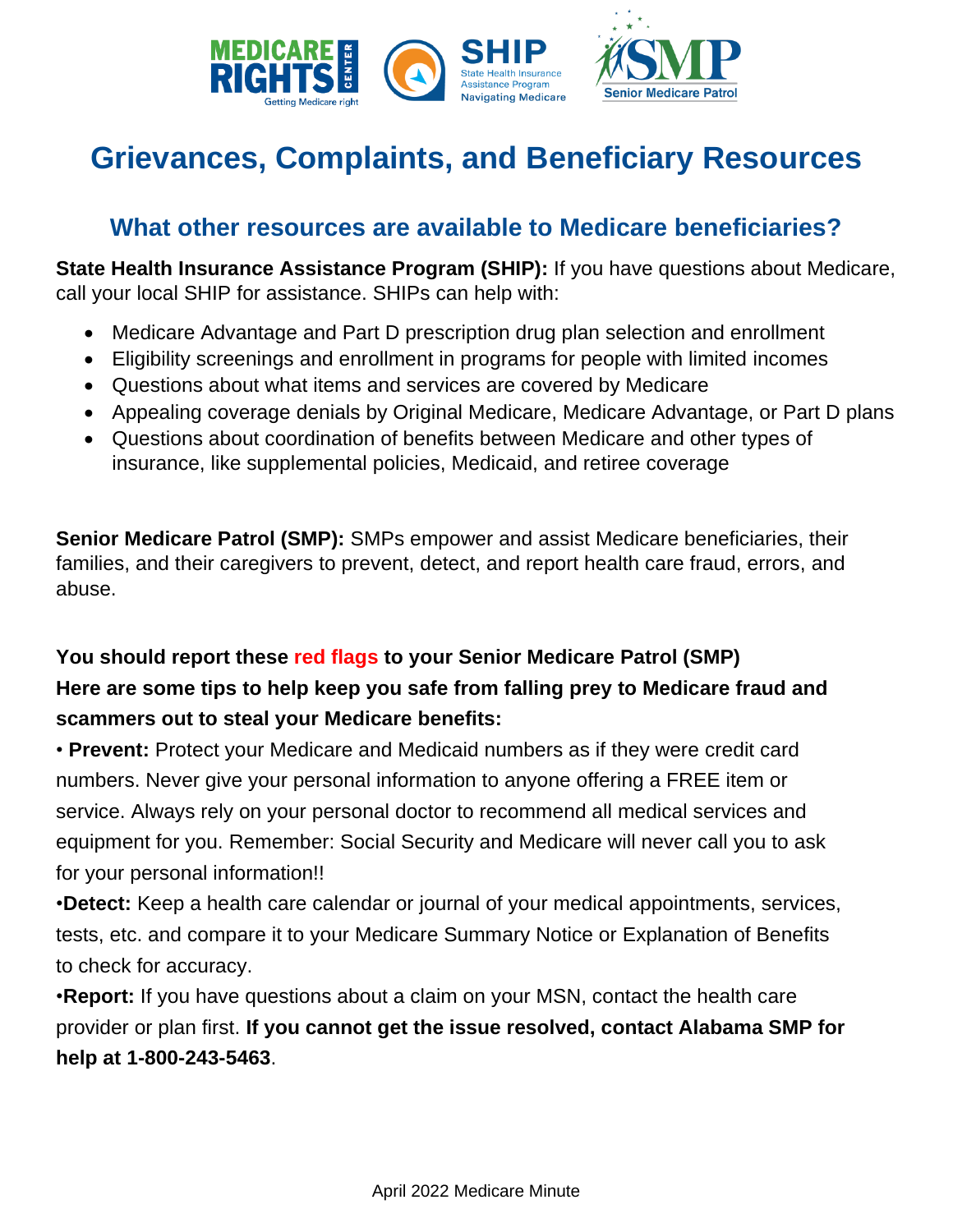# Grievances, Complaints, and Beneficiary Resources

## What other resources are available to Medicare beneficiaries?

**State Health Insurance Assistance Program (SHIP):** If you have questions about Medicare, call your local SHIP for assistance. SHIPs can help with:

- Medicare Advantage and Part D prescription drug plan selection and enrollment
- Eligibility screenings and enrollment in programs for people with limited incomes
- Questions about what items and services are covered by Medicare
- Appealing coverage denials by Original Medicare, Medicare Advantage, or Part D plans
- Questions about coordination of benefits between Medicare and other types of insurance, like supplemental policies, Medicaid, and retiree coverage

**Senior Medicare Patrol (SMP):** SMPs empower and assist Medicare beneficiaries, their families, and their caregivers to prevent, detect, and report health care fraud, errors, and abuse.

**You should report these red flags to your Senior Medicare Patrol (SMP)**
**Here are some tips to help keep you safe from falling prey to Medicare fraud and scammers out to steal your Medicare benefits:**

• **Prevent:** Protect your Medicare and Medicaid numbers as if they were credit card numbers. Never give your personal information to anyone offering a FREE item or service. Always rely on your personal doctor to recommend all medical services and equipment for you. Remember: Social Security and Medicare will never call you to ask for your personal information!!

•**Detect:** Keep a health care calendar or journal of your medical appointments, services, tests, etc. and compare it to your Medicare Summary Notice or Explanation of Benefits to check for accuracy.

•**Report:** If you have questions about a claim on your MSN, contact the health care provider or plan first. **If you cannot get the issue resolved, contact Alabama SMP for help at 1-800-243-5463**.

April 2022 Medicare Minute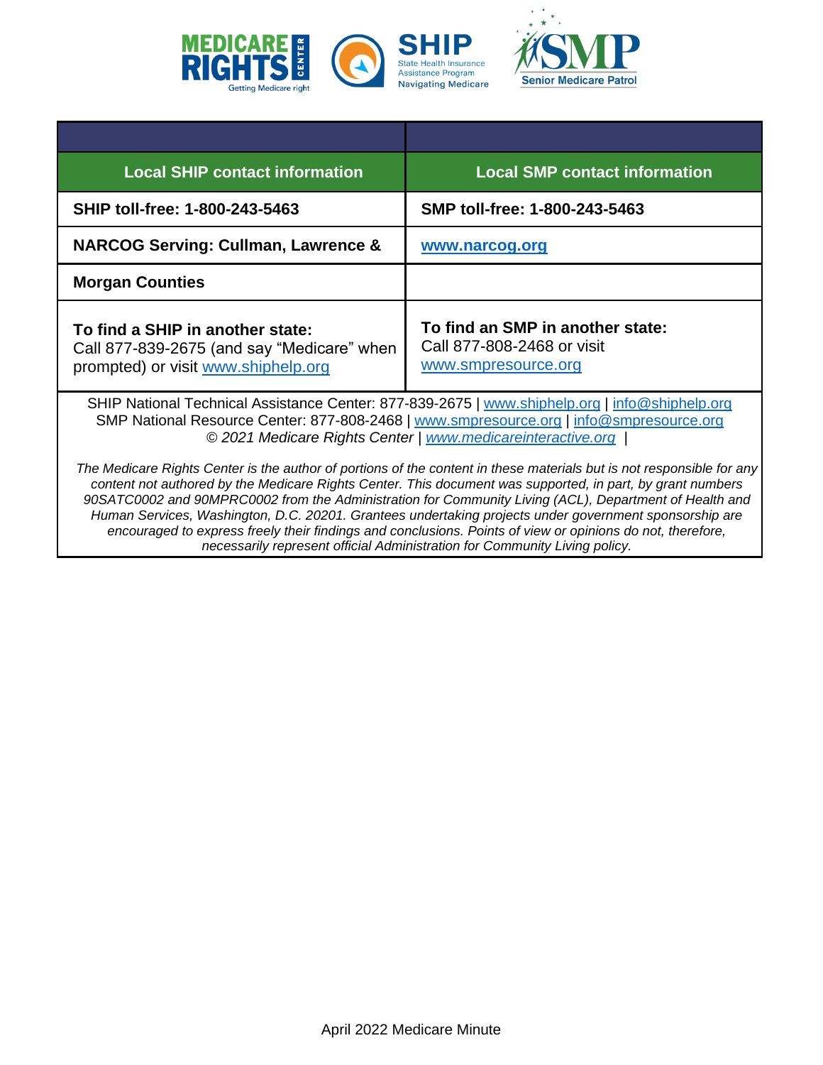| | |
|---|---|
| **Local SHIP contact information** | **Local SMP contact information** |
| **SHIP toll-free: 1-800-243-5463** | **SMP toll-free: 1-800-243-5463** |
| **NARCOG Serving: Cullman, Lawrence &** | **www.narcog.org** |
| **Morgan Counties** | |
| **To find a SHIP in another state:** Call 877-839-2675 (and say "Medicare" when prompted) or visit www.shiphelp.org | **To find an SMP in another state:** Call 877-808-2468 or visit www.smpresource.org |

SHIP National Technical Assistance Center: 877-839-2675 | www.shiphelp.org | info@shiphelp.org
SMP National Resource Center: 877-808-2468 | www.smpresource.org | info@smpresource.org
*© 2021 Medicare Rights Center | www.medicareinteractive.org* |

*The Medicare Rights Center is the author of portions of the content in these materials but is not responsible for any content not authored by the Medicare Rights Center. This document was supported, in part, by grant numbers 90SATC0002 and 90MPRC0002 from the Administration for Community Living (ACL), Department of Health and Human Services, Washington, D.C. 20201. Grantees undertaking projects under government sponsorship are encouraged to express freely their findings and conclusions. Points of view or opinions do not, therefore, necessarily represent official Administration for Community Living policy.*